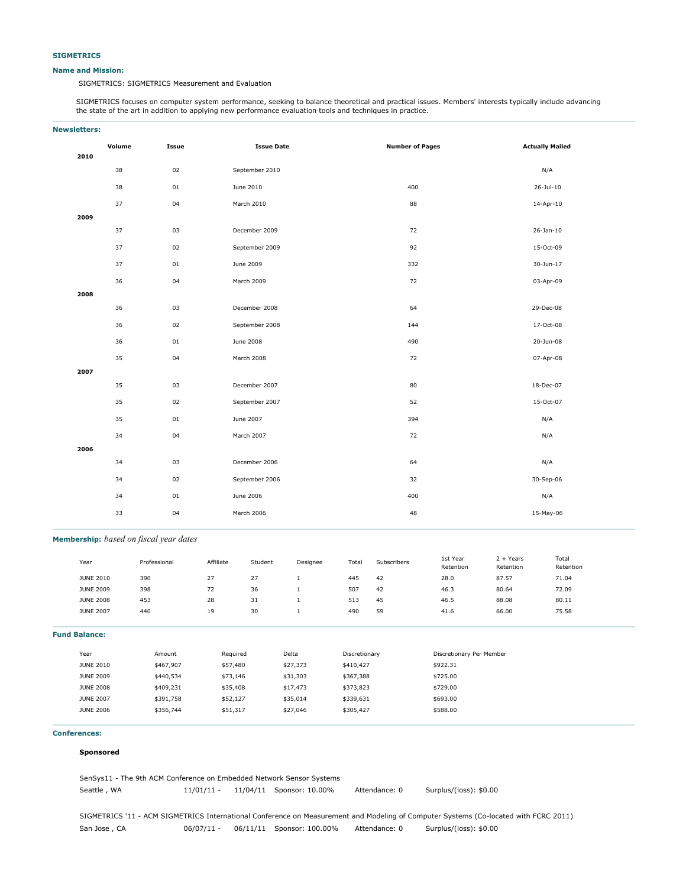## SIGMETRICS

### Name and Mission:

SIGMETRICS: SIGMETRICS Measurement and Evaluation

SIGMETRICS focuses on computer system performance, seeking to balance theoretical and practical issues. Members' interests typically include advancing the state of the art in addition to applying new performance evaluation tools and techniques in practice.

### Newsletters:

| | Volume | Issue | Issue Date | Number of Pages | Actually Mailed |
|---|---|---|---|---|---|
| **2010** | | | | | |
| | 38 | 02 | September 2010 | | N/A |
| | 38 | 01 | June 2010 | 400 | 26-Jul-10 |
| | 37 | 04 | March 2010 | 88 | 14-Apr-10 |
| **2009** | | | | | |
| | 37 | 03 | December 2009 | 72 | 26-Jan-10 |
| | 37 | 02 | September 2009 | 92 | 15-Oct-09 |
| | 37 | 01 | June 2009 | 332 | 30-Jun-17 |
| | 36 | 04 | March 2009 | 72 | 03-Apr-09 |
| **2008** | | | | | |
| | 36 | 03 | December 2008 | 64 | 29-Dec-08 |
| | 36 | 02 | September 2008 | 144 | 17-Oct-08 |
| | 36 | 01 | June 2008 | 490 | 20-Jun-08 |
| | 35 | 04 | March 2008 | 72 | 07-Apr-08 |
| **2007** | | | | | |
| | 35 | 03 | December 2007 | 80 | 18-Dec-07 |
| | 35 | 02 | September 2007 | 52 | 15-Oct-07 |
| | 35 | 01 | June 2007 | 394 | N/A |
| | 34 | 04 | March 2007 | 72 | N/A |
| **2006** | | | | | |
| | 34 | 03 | December 2006 | 64 | N/A |
| | 34 | 02 | September 2006 | 32 | 30-Sep-06 |
| | 34 | 01 | June 2006 | 400 | N/A |
| | 33 | 04 | March 2006 | 48 | 15-May-06 |

### Membership: *based on fiscal year dates*

| Year | Professional | Affiliate | Student | Designee | Total | Subscribers | 1st Year Retention | 2 + Years Retention | Total Retention |
|---|---|---|---|---|---|---|---|---|---|
| JUNE 2010 | 390 | 27 | 27 | 1 | 445 | 42 | 28.0 | 87.57 | 71.04 |
| JUNE 2009 | 398 | 72 | 36 | 1 | 507 | 42 | 46.3 | 80.64 | 72.09 |
| JUNE 2008 | 453 | 28 | 31 | 1 | 513 | 45 | 46.5 | 88.08 | 80.11 |
| JUNE 2007 | 440 | 19 | 30 | 1 | 490 | 59 | 41.6 | 66.00 | 75.58 |

### Fund Balance:

| Year | Amount | Required | Delta | Discretionary | Discretionary Per Member |
|---|---|---|---|---|---|
| JUNE 2010 | $467,907 | $57,480 | $27,373 | $410,427 | $922.31 |
| JUNE 2009 | $440,534 | $73,146 | $31,303 | $367,388 | $725.00 |
| JUNE 2008 | $409,231 | $35,408 | $17,473 | $373,823 | $729.00 |
| JUNE 2007 | $391,758 | $52,127 | $35,014 | $339,631 | $693.00 |
| JUNE 2006 | $356,744 | $51,317 | $27,046 | $305,427 | $588.00 |

### Conferences:

**Sponsored**

SenSys11 - The 9th ACM Conference on Embedded Network Sensor Systems
Seattle , WA 11/01/11 - 11/04/11 Sponsor: 10.00% Attendance: 0 Surplus/(loss): $0.00

SIGMETRICS '11 - ACM SIGMETRICS International Conference on Measurement and Modeling of Computer Systems (Co-located with FCRC 2011)
San Jose , CA 06/07/11 - 06/11/11 Sponsor: 100.00% Attendance: 0 Surplus/(loss): $0.00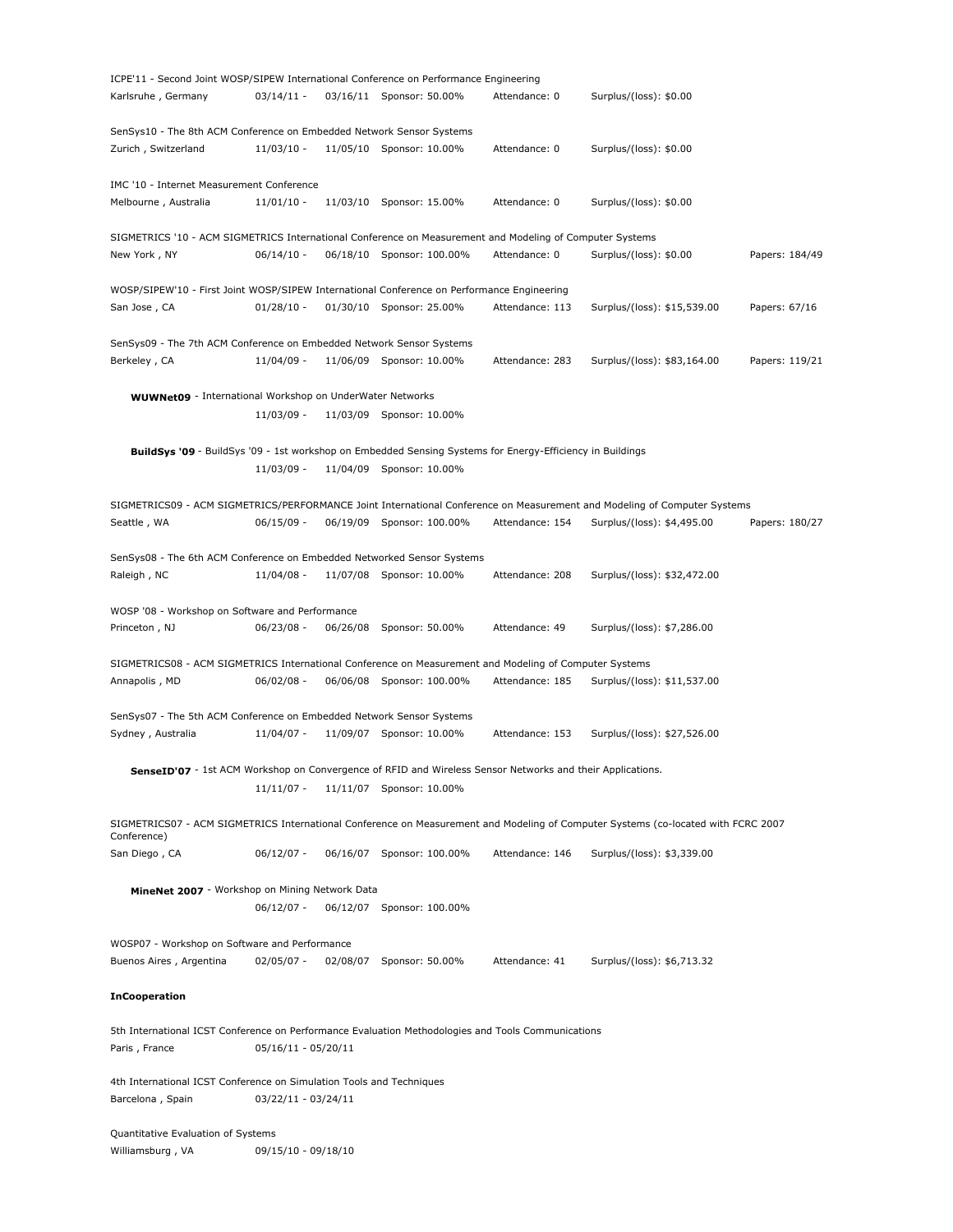ICPE'11 - Second Joint WOSP/SIPEW International Conference on Performance Engineering
Karlsruhe , Germany 03/14/11 - 03/16/11 Sponsor: 50.00% Attendance: 0 Surplus/(loss): $0.00

SenSys10 - The 8th ACM Conference on Embedded Network Sensor Systems
Zurich , Switzerland 11/03/10 - 11/05/10 Sponsor: 10.00% Attendance: 0 Surplus/(loss): $0.00

IMC '10 - Internet Measurement Conference
Melbourne , Australia 11/01/10 - 11/03/10 Sponsor: 15.00% Attendance: 0 Surplus/(loss): $0.00

SIGMETRICS '10 - ACM SIGMETRICS International Conference on Measurement and Modeling of Computer Systems
New York , NY 06/14/10 - 06/18/10 Sponsor: 100.00% Attendance: 0 Surplus/(loss): $0.00 Papers: 184/49

WOSP/SIPEW'10 - First Joint WOSP/SIPEW International Conference on Performance Engineering
San Jose , CA 01/28/10 - 01/30/10 Sponsor: 25.00% Attendance: 113 Surplus/(loss): $15,539.00 Papers: 67/16

SenSys09 - The 7th ACM Conference on Embedded Network Sensor Systems
Berkeley , CA 11/04/09 - 11/06/09 Sponsor: 10.00% Attendance: 283 Surplus/(loss): $83,164.00 Papers: 119/21

**WUWNet09** - International Workshop on UnderWater Networks
11/03/09 - 11/03/09 Sponsor: 10.00%

**BuildSys '09** - BuildSys '09 - 1st workshop on Embedded Sensing Systems for Energy-Efficiency in Buildings
11/03/09 - 11/04/09 Sponsor: 10.00%

SIGMETRICS09 - ACM SIGMETRICS/PERFORMANCE Joint International Conference on Measurement and Modeling of Computer Systems
Seattle , WA 06/15/09 - 06/19/09 Sponsor: 100.00% Attendance: 154 Surplus/(loss): $4,495.00 Papers: 180/27

SenSys08 - The 6th ACM Conference on Embedded Networked Sensor Systems
Raleigh , NC 11/04/08 - 11/07/08 Sponsor: 10.00% Attendance: 208 Surplus/(loss): $32,472.00

WOSP '08 - Workshop on Software and Performance
Princeton , NJ 06/23/08 - 06/26/08 Sponsor: 50.00% Attendance: 49 Surplus/(loss): $7,286.00

SIGMETRICS08 - ACM SIGMETRICS International Conference on Measurement and Modeling of Computer Systems
Annapolis , MD 06/02/08 - 06/06/08 Sponsor: 100.00% Attendance: 185 Surplus/(loss): $11,537.00

SenSys07 - The 5th ACM Conference on Embedded Network Sensor Systems
Sydney , Australia 11/04/07 - 11/09/07 Sponsor: 10.00% Attendance: 153 Surplus/(loss): $27,526.00

**SenseID'07** - 1st ACM Workshop on Convergence of RFID and Wireless Sensor Networks and their Applications.
11/11/07 - 11/11/07 Sponsor: 10.00%

SIGMETRICS07 - ACM SIGMETRICS International Conference on Measurement and Modeling of Computer Systems (co-located with FCRC 2007 Conference)
San Diego , CA 06/12/07 - 06/16/07 Sponsor: 100.00% Attendance: 146 Surplus/(loss): $3,339.00

**MineNet 2007** - Workshop on Mining Network Data
06/12/07 - 06/12/07 Sponsor: 100.00%

WOSP07 - Workshop on Software and Performance
Buenos Aires , Argentina 02/05/07 - 02/08/07 Sponsor: 50.00% Attendance: 41 Surplus/(loss): $6,713.32

**InCooperation**

5th International ICST Conference on Performance Evaluation Methodologies and Tools Communications
Paris , France 05/16/11 - 05/20/11

4th International ICST Conference on Simulation Tools and Techniques
Barcelona , Spain 03/22/11 - 03/24/11

Quantitative Evaluation of Systems
Williamsburg , VA 09/15/10 - 09/18/10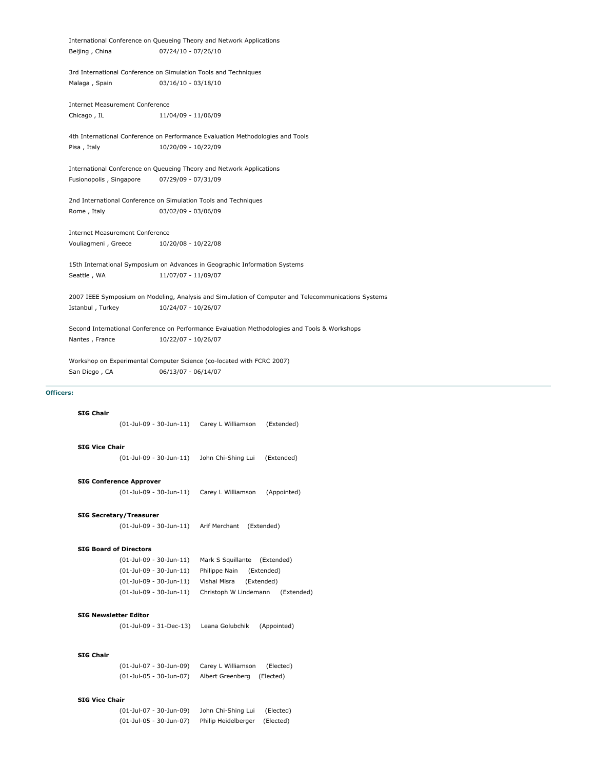International Conference on Queueing Theory and Network Applications
Beijing , China 07/24/10 - 07/26/10

3rd International Conference on Simulation Tools and Techniques
Malaga , Spain 03/16/10 - 03/18/10

Internet Measurement Conference
Chicago , IL 11/04/09 - 11/06/09

4th International Conference on Performance Evaluation Methodologies and Tools
Pisa , Italy 10/20/09 - 10/22/09

International Conference on Queueing Theory and Network Applications
Fusionopolis , Singapore 07/29/09 - 07/31/09

2nd International Conference on Simulation Tools and Techniques
Rome , Italy 03/02/09 - 03/06/09

Internet Measurement Conference
Vouliagmeni , Greece 10/20/08 - 10/22/08

15th International Symposium on Advances in Geographic Information Systems
Seattle , WA 11/07/07 - 11/09/07

2007 IEEE Symposium on Modeling, Analysis and Simulation of Computer and Telecommunications Systems
Istanbul , Turkey 10/24/07 - 10/26/07

Second International Conference on Performance Evaluation Methodologies and Tools & Workshops
Nantes , France 10/22/07 - 10/26/07

Workshop on Experimental Computer Science (co-located with FCRC 2007)
San Diego , CA 06/13/07 - 06/14/07

---

**Officers:**

**SIG Chair**

(01-Jul-09 - 30-Jun-11) Carey L Williamson (Extended)

**SIG Vice Chair**

(01-Jul-09 - 30-Jun-11) John Chi-Shing Lui (Extended)

**SIG Conference Approver**

(01-Jul-09 - 30-Jun-11) Carey L Williamson (Appointed)

**SIG Secretary/Treasurer**

(01-Jul-09 - 30-Jun-11) Arif Merchant (Extended)

**SIG Board of Directors**

(01-Jul-09 - 30-Jun-11) Mark S Squillante (Extended)
(01-Jul-09 - 30-Jun-11) Philippe Nain (Extended)
(01-Jul-09 - 30-Jun-11) Vishal Misra (Extended)
(01-Jul-09 - 30-Jun-11) Christoph W Lindemann (Extended)

**SIG Newsletter Editor**

(01-Jul-09 - 31-Dec-13) Leana Golubchik (Appointed)

**SIG Chair**

(01-Jul-07 - 30-Jun-09) Carey L Williamson (Elected)
(01-Jul-05 - 30-Jun-07) Albert Greenberg (Elected)

**SIG Vice Chair**

(01-Jul-07 - 30-Jun-09) John Chi-Shing Lui (Elected)
(01-Jul-05 - 30-Jun-07) Philip Heidelberger (Elected)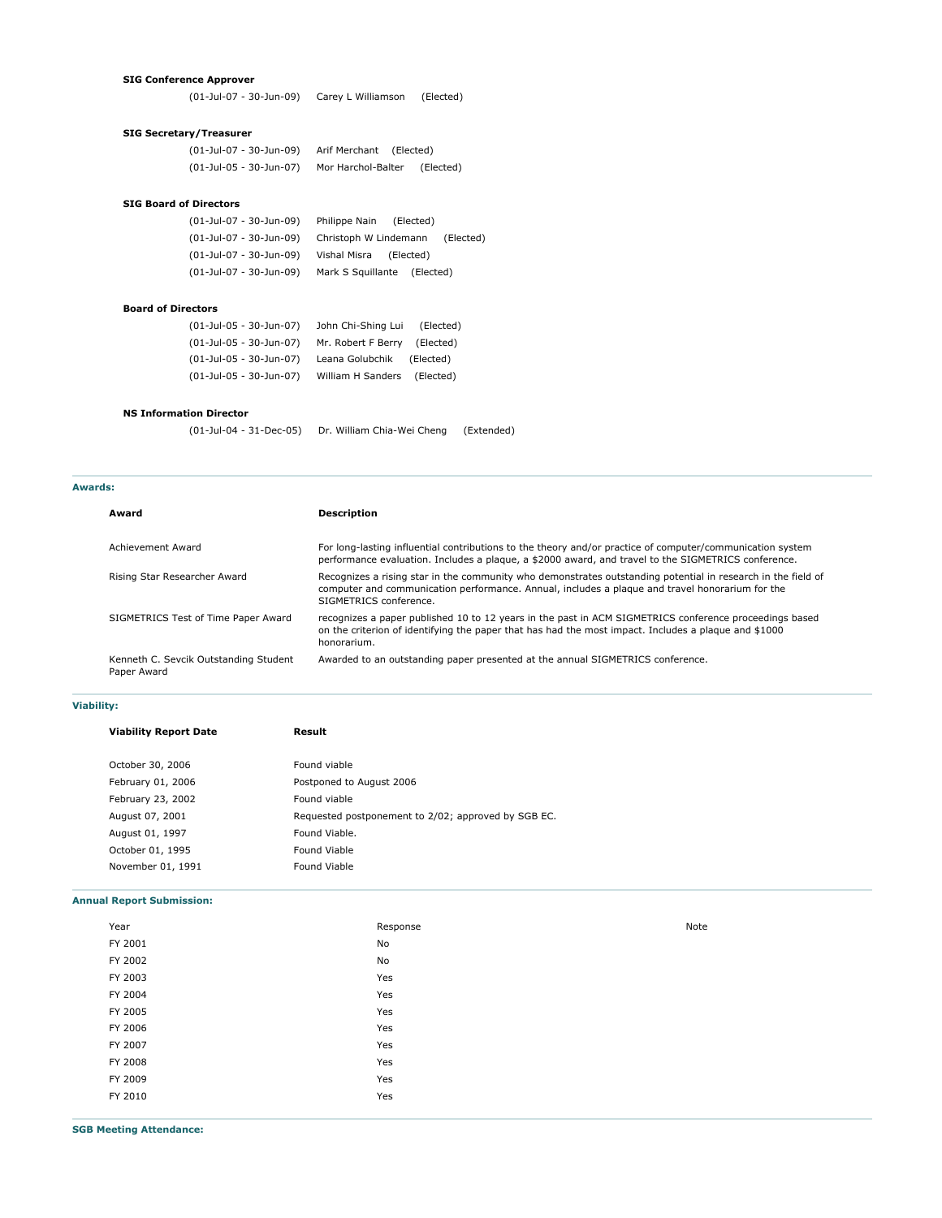**SIG Conference Approver**

(01-Jul-07 - 30-Jun-09) Carey L Williamson (Elected)

**SIG Secretary/Treasurer**

(01-Jul-07 - 30-Jun-09) Arif Merchant (Elected)
(01-Jul-05 - 30-Jun-07) Mor Harchol-Balter (Elected)

**SIG Board of Directors**

(01-Jul-07 - 30-Jun-09) Philippe Nain (Elected)
(01-Jul-07 - 30-Jun-09) Christoph W Lindemann (Elected)
(01-Jul-07 - 30-Jun-09) Vishal Misra (Elected)
(01-Jul-07 - 30-Jun-09) Mark S Squillante (Elected)

**Board of Directors**

(01-Jul-05 - 30-Jun-07) John Chi-Shing Lui (Elected)
(01-Jul-05 - 30-Jun-07) Mr. Robert F Berry (Elected)
(01-Jul-05 - 30-Jun-07) Leana Golubchik (Elected)
(01-Jul-05 - 30-Jun-07) William H Sanders (Elected)

**NS Information Director**

(01-Jul-04 - 31-Dec-05) Dr. William Chia-Wei Cheng (Extended)

## Awards:

| Award | Description |
|---|---|
| Achievement Award | For long-lasting influential contributions to the theory and/or practice of computer/communication system performance evaluation. Includes a plaque, a $2000 award, and travel to the SIGMETRICS conference. |
| Rising Star Researcher Award | Recognizes a rising star in the community who demonstrates outstanding potential in research in the field of computer and communication performance. Annual, includes a plaque and travel honorarium for the SIGMETRICS conference. |
| SIGMETRICS Test of Time Paper Award | recognizes a paper published 10 to 12 years in the past in ACM SIGMETRICS conference proceedings based on the criterion of identifying the paper that has had the most impact. Includes a plaque and $1000 honorarium. |
| Kenneth C. Sevcik Outstanding Student Paper Award | Awarded to an outstanding paper presented at the annual SIGMETRICS conference. |

## Viability:

| Viability Report Date | Result |
|---|---|
| October 30, 2006 | Found viable |
| February 01, 2006 | Postponed to August 2006 |
| February 23, 2002 | Found viable |
| August 07, 2001 | Requested postponement to 2/02; approved by SGB EC. |
| August 01, 1997 | Found Viable. |
| October 01, 1995 | Found Viable |
| November 01, 1991 | Found Viable |

## Annual Report Submission:

| Year | Response | Note |
|---|---|---|
| FY 2001 | No | |
| FY 2002 | No | |
| FY 2003 | Yes | |
| FY 2004 | Yes | |
| FY 2005 | Yes | |
| FY 2006 | Yes | |
| FY 2007 | Yes | |
| FY 2008 | Yes | |
| FY 2009 | Yes | |
| FY 2010 | Yes | |

## SGB Meeting Attendance: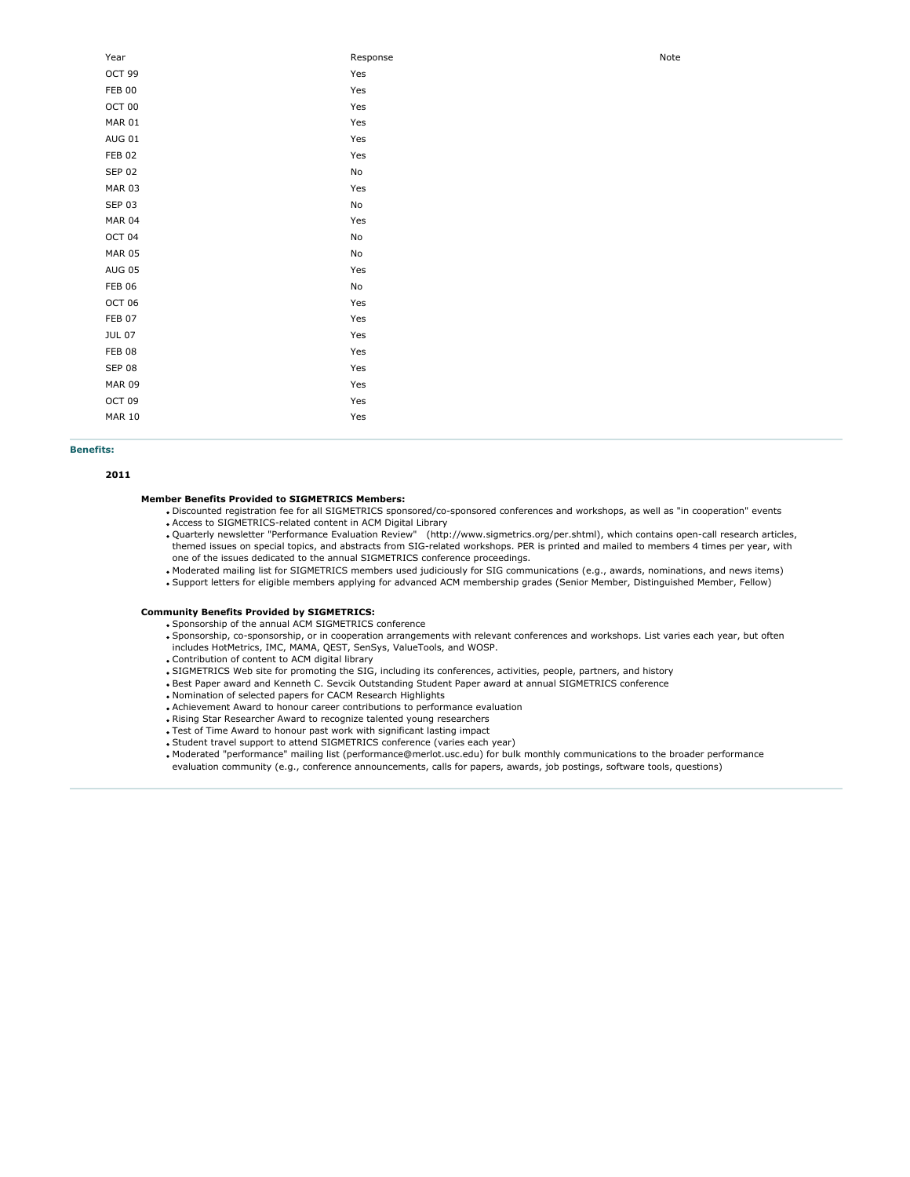| Year | Response | Note |
|---|---|---|
| OCT 99 | Yes | |
| FEB 00 | Yes | |
| OCT 00 | Yes | |
| MAR 01 | Yes | |
| AUG 01 | Yes | |
| FEB 02 | Yes | |
| SEP 02 | No | |
| MAR 03 | Yes | |
| SEP 03 | No | |
| MAR 04 | Yes | |
| OCT 04 | No | |
| MAR 05 | No | |
| AUG 05 | Yes | |
| FEB 06 | No | |
| OCT 06 | Yes | |
| FEB 07 | Yes | |
| JUL 07 | Yes | |
| FEB 08 | Yes | |
| SEP 08 | Yes | |
| MAR 09 | Yes | |
| OCT 09 | Yes | |
| MAR 10 | Yes | |

**Benefits:**

**2011**

**Member Benefits Provided to SIGMETRICS Members:**

- Discounted registration fee for all SIGMETRICS sponsored/co-sponsored conferences and workshops, as well as "in cooperation" events
- Access to SIGMETRICS-related content in ACM Digital Library
- Quarterly newsletter "Performance Evaluation Review" (http://www.sigmetrics.org/per.shtml), which contains open-call research articles, themed issues on special topics, and abstracts from SIG-related workshops. PER is printed and mailed to members 4 times per year, with one of the issues dedicated to the annual SIGMETRICS conference proceedings.
- Moderated mailing list for SIGMETRICS members used judiciously for SIG communications (e.g., awards, nominations, and news items)
- Support letters for eligible members applying for advanced ACM membership grades (Senior Member, Distinguished Member, Fellow)

**Community Benefits Provided by SIGMETRICS:**

- Sponsorship of the annual ACM SIGMETRICS conference
- Sponsorship, co-sponsorship, or in cooperation arrangements with relevant conferences and workshops. List varies each year, but often includes HotMetrics, IMC, MAMA, QEST, SenSys, ValueTools, and WOSP.
- Contribution of content to ACM digital library
- SIGMETRICS Web site for promoting the SIG, including its conferences, activities, people, partners, and history
- Best Paper award and Kenneth C. Sevcik Outstanding Student Paper award at annual SIGMETRICS conference
- Nomination of selected papers for CACM Research Highlights
- Achievement Award to honour career contributions to performance evaluation
- Rising Star Researcher Award to recognize talented young researchers
- Test of Time Award to honour past work with significant lasting impact
- Student travel support to attend SIGMETRICS conference (varies each year)
- Moderated "performance" mailing list (performance@merlot.usc.edu) for bulk monthly communications to the broader performance evaluation community (e.g., conference announcements, calls for papers, awards, job postings, software tools, questions)